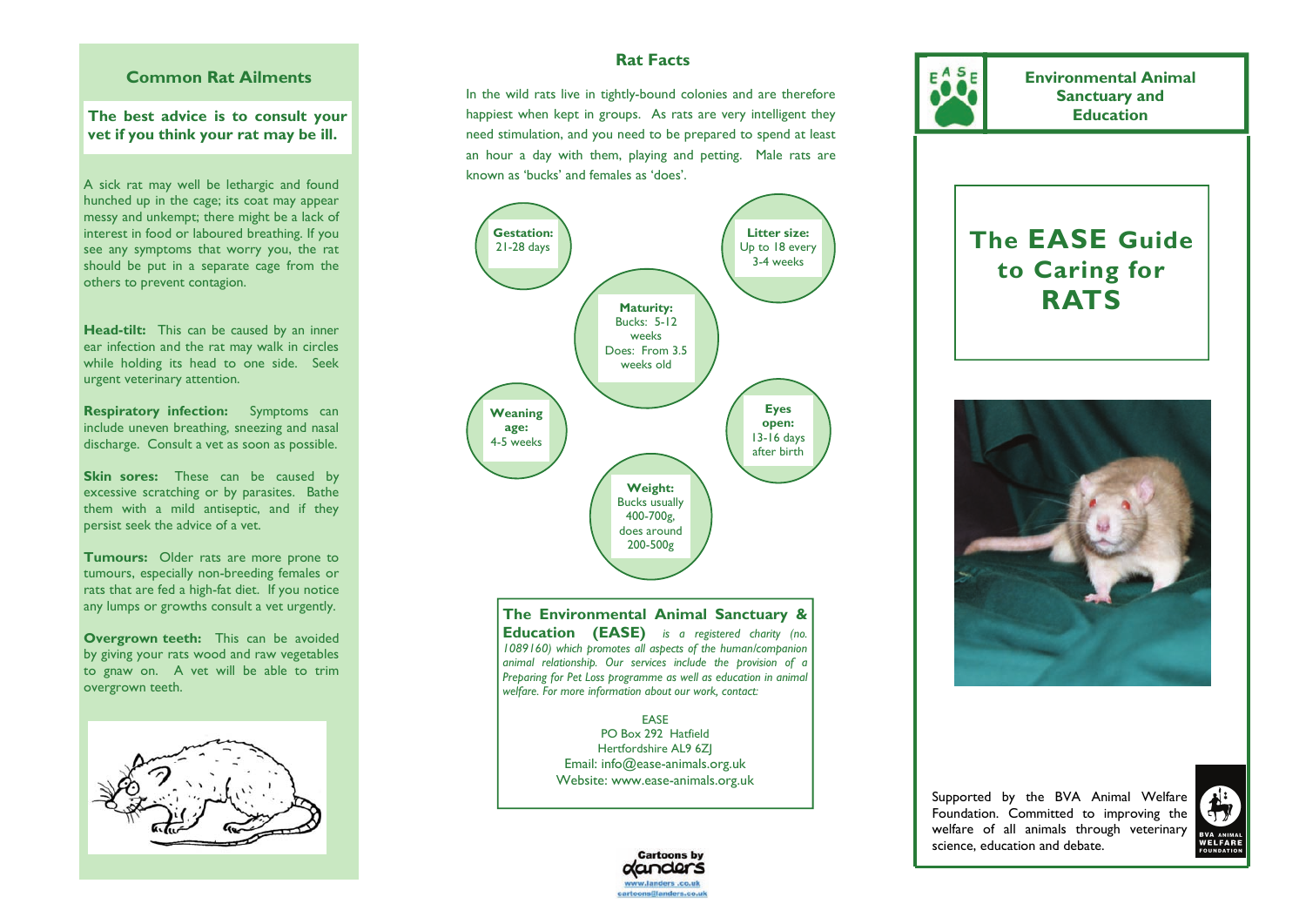## Common Rat Ailments

**The best advice is to consult your vet if you think your rat may be ill.**

A sick rat may well be lethargic and found hunched up in the cage; its coat may appear messy and unkempt; there might be a lack of interest in food or laboured breathing. If you see any symptoms that worry you, the rat should be put in a separate cage from the others to prevent contagion.

**Head-tilt:** This can be caused by an inner ear infection and the rat may walk in circles while holding its head to one side. Seek urgent veterinary attention.

**Respiratory infection:** Symptoms can include uneven breathing, sneezing and nasal discharge. Consult a vet as soon as possible.

**Skin sores:** These can be caused by excessive scratching or by parasites. Bathe them with a mild antiseptic, and if they persist seek the advice of a vet.

**Tumours:** Older rats are more prone to tumours, especially non-breeding females or rats that are fed a high-fat diet. If you notice any lumps or growths consult a vet urgently.

**Overgrown teeth:** This can be avoided by giving your rats wood and raw vegetables to gnaw on. A vet will be able to trim overgrown teeth.

## Rat Facts

In the wild rats live in tightly-bound colonies and are therefore happiest when kept in groups. As rats are very intelligent they need stimulation, and you need to be prepared to spend at least an hour a day with them, playing and petting. Male rats are known as 'bucks' and females as 'does'.

- **Gestation:** 21-28 days
- **Litter size:** Up to 18 every 3-4 weeks
- **Maturity:** Bucks: 5-12 weeks; Does: From 3.5 weeks old
- **Weaning age:** 4-5 weeks
- **Eyes open:** 13-16 days after birth
- **Weight:** Bucks usually 400-700g, does around 200-500g

**The Environmental Animal Sanctuary & Education (EASE)** *is a registered charity (no. 1089160) which promotes all aspects of the human/companion animal relationship. Our services include the provision of a Preparing for Pet Loss programme as well as education in animal welfare. For more information about our work, contact:*

EASE
PO Box 292 Hatfield
Hertfordshire AL9 6ZJ
Email: info@ease-animals.org.uk
Website: www.ease-animals.org.uk

Cartoons by danders
www.danders.co.uk
cartoons@danders.co.uk

**Environmental Animal Sanctuary and Education**

# The EASE Guide to Caring for RATS

Supported by the BVA Animal Welfare Foundation. Committed to improving the welfare of all animals through veterinary science, education and debate.

BVA ANIMAL WELFARE FOUNDATION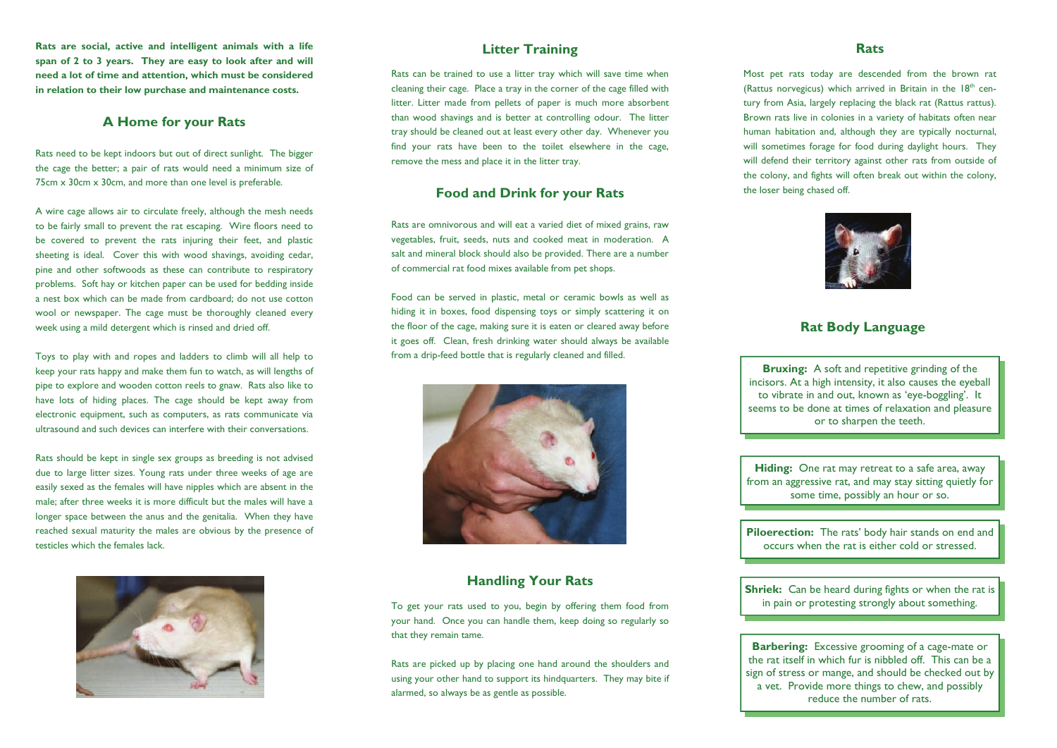**Rats are social, active and intelligent animals with a life span of 2 to 3 years. They are easy to look after and will need a lot of time and attention, which must be considered in relation to their low purchase and maintenance costs.**

## A Home for your Rats

Rats need to be kept indoors but out of direct sunlight. The bigger the cage the better; a pair of rats would need a minimum size of 75cm x 30cm x 30cm, and more than one level is preferable.

A wire cage allows air to circulate freely, although the mesh needs to be fairly small to prevent the rat escaping. Wire floors need to be covered to prevent the rats injuring their feet, and plastic sheeting is ideal. Cover this with wood shavings, avoiding cedar, pine and other softwoods as these can contribute to respiratory problems. Soft hay or kitchen paper can be used for bedding inside a nest box which can be made from cardboard; do not use cotton wool or newspaper. The cage must be thoroughly cleaned every week using a mild detergent which is rinsed and dried off.

Toys to play with and ropes and ladders to climb will all help to keep your rats happy and make them fun to watch, as will lengths of pipe to explore and wooden cotton reels to gnaw. Rats also like to have lots of hiding places. The cage should be kept away from electronic equipment, such as computers, as rats communicate via ultrasound and such devices can interfere with their conversations.

Rats should be kept in single sex groups as breeding is not advised due to large litter sizes. Young rats under three weeks of age are easily sexed as the females will have nipples which are absent in the male; after three weeks it is more difficult but the males will have a longer space between the anus and the genitalia. When they have reached sexual maturity the males are obvious by the presence of testicles which the females lack.

## Litter Training

Rats can be trained to use a litter tray which will save time when cleaning their cage. Place a tray in the corner of the cage filled with litter. Litter made from pellets of paper is much more absorbent than wood shavings and is better at controlling odour. The litter tray should be cleaned out at least every other day. Whenever you find your rats have been to the toilet elsewhere in the cage, remove the mess and place it in the litter tray.

## Food and Drink for your Rats

Rats are omnivorous and will eat a varied diet of mixed grains, raw vegetables, fruit, seeds, nuts and cooked meat in moderation. A salt and mineral block should also be provided. There are a number of commercial rat food mixes available from pet shops.

Food can be served in plastic, metal or ceramic bowls as well as hiding it in boxes, food dispensing toys or simply scattering it on the floor of the cage, making sure it is eaten or cleared away before it goes off. Clean, fresh drinking water should always be available from a drip-feed bottle that is regularly cleaned and filled.

## Handling Your Rats

To get your rats used to you, begin by offering them food from your hand. Once you can handle them, keep doing so regularly so that they remain tame.

Rats are picked up by placing one hand around the shoulders and using your other hand to support its hindquarters. They may bite if alarmed, so always be as gentle as possible.

## Rats

Most pet rats today are descended from the brown rat (Rattus norvegicus) which arrived in Britain in the 18th century from Asia, largely replacing the black rat (Rattus rattus). Brown rats live in colonies in a variety of habitats often near human habitation and, although they are typically nocturnal, will sometimes forage for food during daylight hours. They will defend their territory against other rats from outside of the colony, and fights will often break out within the colony, the loser being chased off.

## Rat Body Language

**Bruxing:** A soft and repetitive grinding of the incisors. At a high intensity, it also causes the eyeball to vibrate in and out, known as 'eye-boggling'. It seems to be done at times of relaxation and pleasure or to sharpen the teeth.

**Hiding:** One rat may retreat to a safe area, away from an aggressive rat, and may stay sitting quietly for some time, possibly an hour or so.

**Piloerection:** The rats' body hair stands on end and occurs when the rat is either cold or stressed.

**Shriek:** Can be heard during fights or when the rat is in pain or protesting strongly about something.

**Barbering:** Excessive grooming of a cage-mate or the rat itself in which fur is nibbled off. This can be a sign of stress or mange, and should be checked out by a vet. Provide more things to chew, and possibly reduce the number of rats.